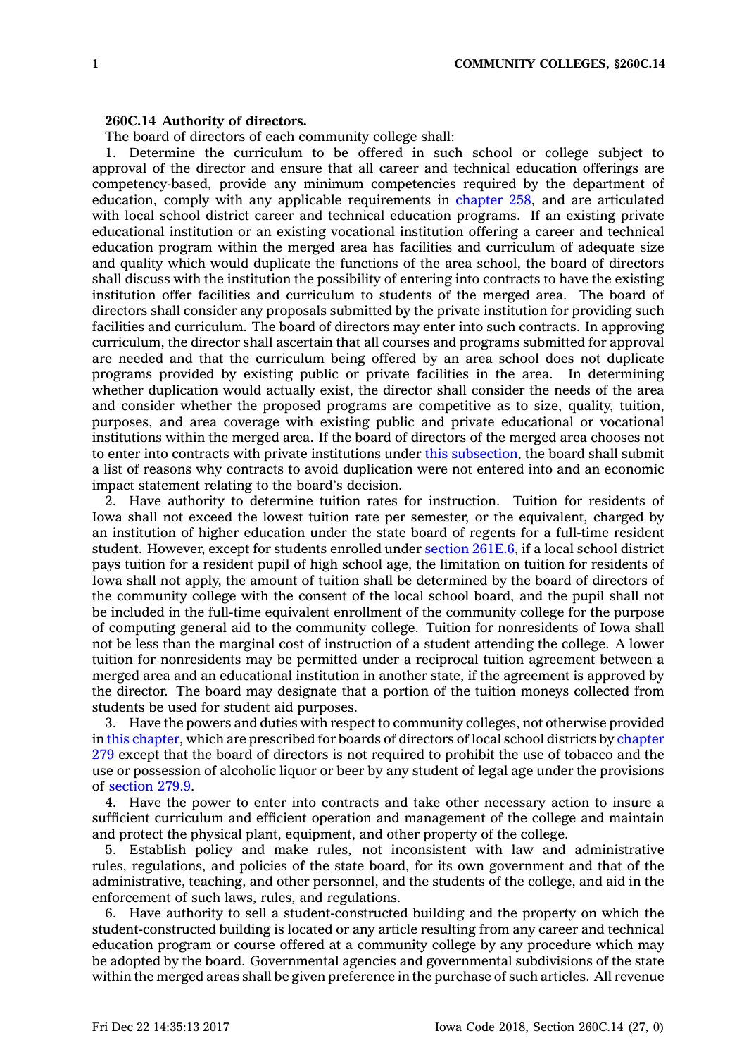**260C.14 Authority of directors.**

The board of directors of each community college shall:

1. Determine the curriculum to be offered in such school or college subject to approval of the director and ensure that all career and technical education offerings are competency-based, provide any minimum competencies required by the department of education, comply with any applicable requirements in chapter 258, and are articulated with local school district career and technical education programs. If an existing private educational institution or an existing vocational institution offering a career and technical education program within the merged area has facilities and curriculum of adequate size and quality which would duplicate the functions of the area school, the board of directors shall discuss with the institution the possibility of entering into contracts to have the existing institution offer facilities and curriculum to students of the merged area. The board of directors shall consider any proposals submitted by the private institution for providing such facilities and curriculum. The board of directors may enter into such contracts. In approving curriculum, the director shall ascertain that all courses and programs submitted for approval are needed and that the curriculum being offered by an area school does not duplicate programs provided by existing public or private facilities in the area. In determining whether duplication would actually exist, the director shall consider the needs of the area and consider whether the proposed programs are competitive as to size, quality, tuition, purposes, and area coverage with existing public and private educational or vocational institutions within the merged area. If the board of directors of the merged area chooses not to enter into contracts with private institutions under this subsection, the board shall submit a list of reasons why contracts to avoid duplication were not entered into and an economic impact statement relating to the board's decision.

2. Have authority to determine tuition rates for instruction. Tuition for residents of Iowa shall not exceed the lowest tuition rate per semester, or the equivalent, charged by an institution of higher education under the state board of regents for a full-time resident student. However, except for students enrolled under section 261E.6, if a local school district pays tuition for a resident pupil of high school age, the limitation on tuition for residents of Iowa shall not apply, the amount of tuition shall be determined by the board of directors of the community college with the consent of the local school board, and the pupil shall not be included in the full-time equivalent enrollment of the community college for the purpose of computing general aid to the community college. Tuition for nonresidents of Iowa shall not be less than the marginal cost of instruction of a student attending the college. A lower tuition for nonresidents may be permitted under a reciprocal tuition agreement between a merged area and an educational institution in another state, if the agreement is approved by the director. The board may designate that a portion of the tuition moneys collected from students be used for student aid purposes.

3. Have the powers and duties with respect to community colleges, not otherwise provided in this chapter, which are prescribed for boards of directors of local school districts by chapter 279 except that the board of directors is not required to prohibit the use of tobacco and the use or possession of alcoholic liquor or beer by any student of legal age under the provisions of section 279.9.

4. Have the power to enter into contracts and take other necessary action to insure a sufficient curriculum and efficient operation and management of the college and maintain and protect the physical plant, equipment, and other property of the college.

5. Establish policy and make rules, not inconsistent with law and administrative rules, regulations, and policies of the state board, for its own government and that of the administrative, teaching, and other personnel, and the students of the college, and aid in the enforcement of such laws, rules, and regulations.

6. Have authority to sell a student-constructed building and the property on which the student-constructed building is located or any article resulting from any career and technical education program or course offered at a community college by any procedure which may be adopted by the board. Governmental agencies and governmental subdivisions of the state within the merged areas shall be given preference in the purchase of such articles. All revenue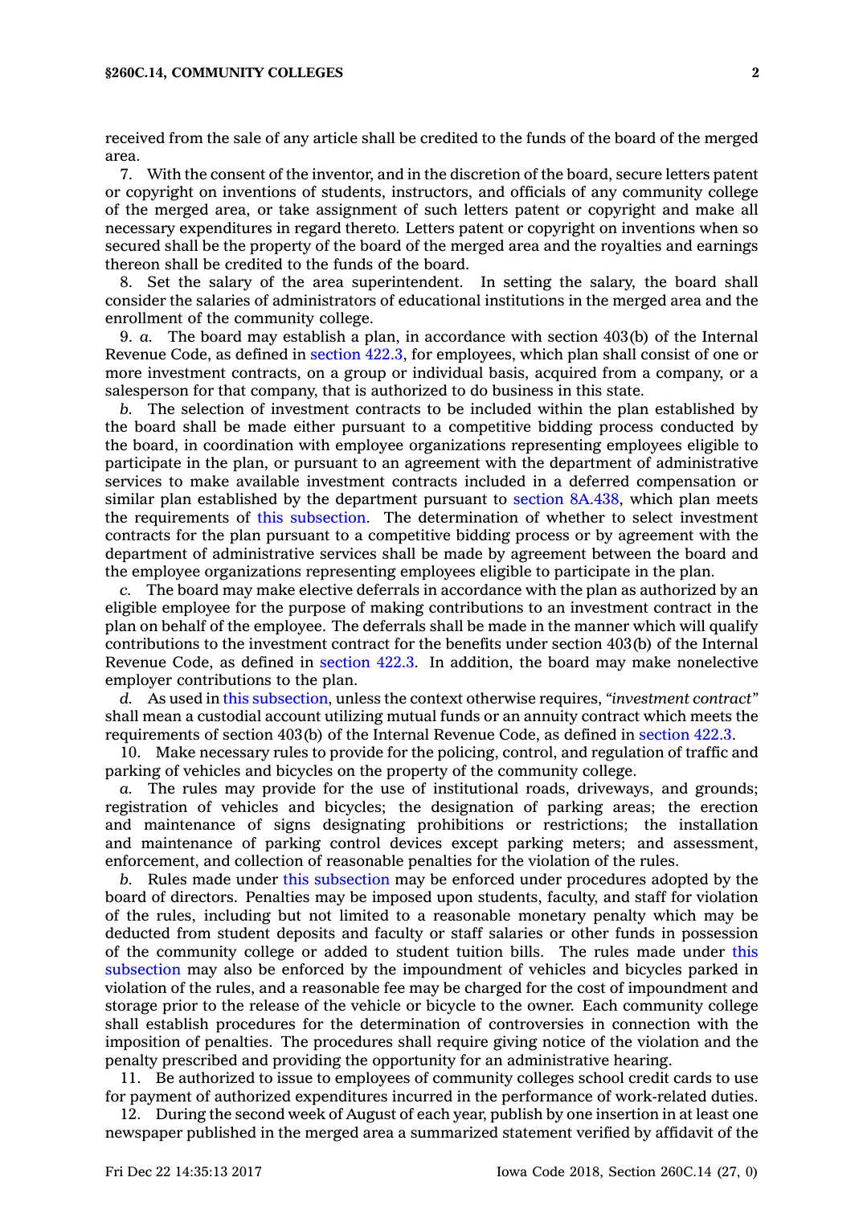received from the sale of any article shall be credited to the funds of the board of the merged area.

7. With the consent of the inventor, and in the discretion of the board, secure letters patent or copyright on inventions of students, instructors, and officials of any community college of the merged area, or take assignment of such letters patent or copyright and make all necessary expenditures in regard thereto. Letters patent or copyright on inventions when so secured shall be the property of the board of the merged area and the royalties and earnings thereon shall be credited to the funds of the board.

8. Set the salary of the area superintendent. In setting the salary, the board shall consider the salaries of administrators of educational institutions in the merged area and the enrollment of the community college.

9. *a.* The board may establish a plan, in accordance with section 403(b) of the Internal Revenue Code, as defined in section 422.3, for employees, which plan shall consist of one or more investment contracts, on a group or individual basis, acquired from a company, or a salesperson for that company, that is authorized to do business in this state.

*b.* The selection of investment contracts to be included within the plan established by the board shall be made either pursuant to a competitive bidding process conducted by the board, in coordination with employee organizations representing employees eligible to participate in the plan, or pursuant to an agreement with the department of administrative services to make available investment contracts included in a deferred compensation or similar plan established by the department pursuant to section 8A.438, which plan meets the requirements of this subsection. The determination of whether to select investment contracts for the plan pursuant to a competitive bidding process or by agreement with the department of administrative services shall be made by agreement between the board and the employee organizations representing employees eligible to participate in the plan.

*c.* The board may make elective deferrals in accordance with the plan as authorized by an eligible employee for the purpose of making contributions to an investment contract in the plan on behalf of the employee. The deferrals shall be made in the manner which will qualify contributions to the investment contract for the benefits under section 403(b) of the Internal Revenue Code, as defined in section 422.3. In addition, the board may make nonelective employer contributions to the plan.

*d.* As used in this subsection, unless the context otherwise requires, *"investment contract"* shall mean a custodial account utilizing mutual funds or an annuity contract which meets the requirements of section 403(b) of the Internal Revenue Code, as defined in section 422.3.

10. Make necessary rules to provide for the policing, control, and regulation of traffic and parking of vehicles and bicycles on the property of the community college.

*a.* The rules may provide for the use of institutional roads, driveways, and grounds; registration of vehicles and bicycles; the designation of parking areas; the erection and maintenance of signs designating prohibitions or restrictions; the installation and maintenance of parking control devices except parking meters; and assessment, enforcement, and collection of reasonable penalties for the violation of the rules.

*b.* Rules made under this subsection may be enforced under procedures adopted by the board of directors. Penalties may be imposed upon students, faculty, and staff for violation of the rules, including but not limited to a reasonable monetary penalty which may be deducted from student deposits and faculty or staff salaries or other funds in possession of the community college or added to student tuition bills. The rules made under this subsection may also be enforced by the impoundment of vehicles and bicycles parked in violation of the rules, and a reasonable fee may be charged for the cost of impoundment and storage prior to the release of the vehicle or bicycle to the owner. Each community college shall establish procedures for the determination of controversies in connection with the imposition of penalties. The procedures shall require giving notice of the violation and the penalty prescribed and providing the opportunity for an administrative hearing.

11. Be authorized to issue to employees of community colleges school credit cards to use for payment of authorized expenditures incurred in the performance of work-related duties.

12. During the second week of August of each year, publish by one insertion in at least one newspaper published in the merged area a summarized statement verified by affidavit of the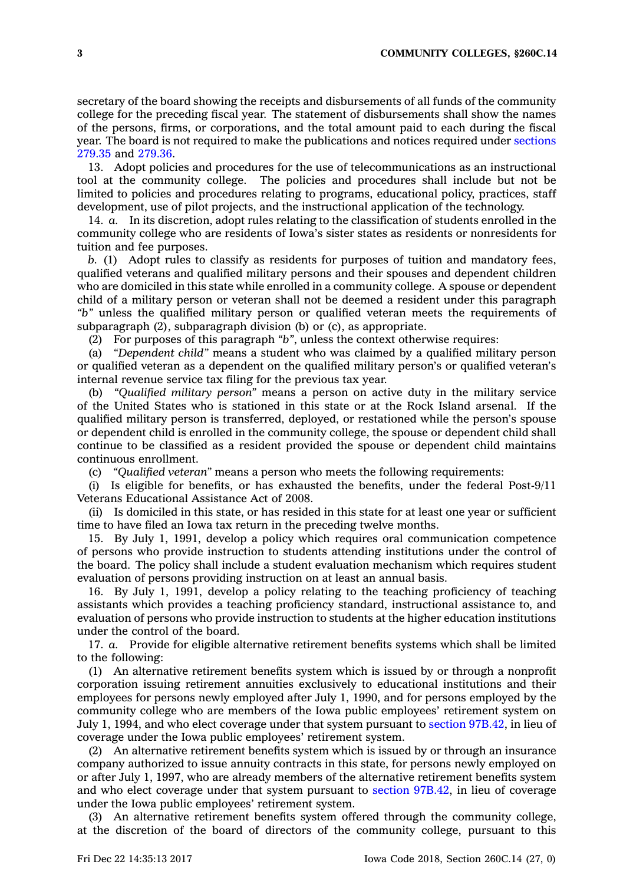secretary of the board showing the receipts and disbursements of all funds of the community college for the preceding fiscal year. The statement of disbursements shall show the names of the persons, firms, or corporations, and the total amount paid to each during the fiscal year. The board is not required to make the publications and notices required under sections 279.35 and 279.36.

13. Adopt policies and procedures for the use of telecommunications as an instructional tool at the community college. The policies and procedures shall include but not be limited to policies and procedures relating to programs, educational policy, practices, staff development, use of pilot projects, and the instructional application of the technology.

14. *a.* In its discretion, adopt rules relating to the classification of students enrolled in the community college who are residents of Iowa's sister states as residents or nonresidents for tuition and fee purposes.

*b.* (1) Adopt rules to classify as residents for purposes of tuition and mandatory fees, qualified veterans and qualified military persons and their spouses and dependent children who are domiciled in this state while enrolled in a community college. A spouse or dependent child of a military person or veteran shall not be deemed a resident under this paragraph *"b"* unless the qualified military person or qualified veteran meets the requirements of subparagraph (2), subparagraph division (b) or (c), as appropriate.

(2) For purposes of this paragraph *"b"*, unless the context otherwise requires:

(a) *"Dependent child"* means a student who was claimed by a qualified military person or qualified veteran as a dependent on the qualified military person's or qualified veteran's internal revenue service tax filing for the previous tax year.

(b) *"Qualified military person"* means a person on active duty in the military service of the United States who is stationed in this state or at the Rock Island arsenal. If the qualified military person is transferred, deployed, or restationed while the person's spouse or dependent child is enrolled in the community college, the spouse or dependent child shall continue to be classified as a resident provided the spouse or dependent child maintains continuous enrollment.

(c) *"Qualified veteran"* means a person who meets the following requirements:

(i) Is eligible for benefits, or has exhausted the benefits, under the federal Post-9/11 Veterans Educational Assistance Act of 2008.

(ii) Is domiciled in this state, or has resided in this state for at least one year or sufficient time to have filed an Iowa tax return in the preceding twelve months.

15. By July 1, 1991, develop a policy which requires oral communication competence of persons who provide instruction to students attending institutions under the control of the board. The policy shall include a student evaluation mechanism which requires student evaluation of persons providing instruction on at least an annual basis.

16. By July 1, 1991, develop a policy relating to the teaching proficiency of teaching assistants which provides a teaching proficiency standard, instructional assistance to, and evaluation of persons who provide instruction to students at the higher education institutions under the control of the board.

17. *a.* Provide for eligible alternative retirement benefits systems which shall be limited to the following:

(1) An alternative retirement benefits system which is issued by or through a nonprofit corporation issuing retirement annuities exclusively to educational institutions and their employees for persons newly employed after July 1, 1990, and for persons employed by the community college who are members of the Iowa public employees' retirement system on July 1, 1994, and who elect coverage under that system pursuant to section 97B.42, in lieu of coverage under the Iowa public employees' retirement system.

(2) An alternative retirement benefits system which is issued by or through an insurance company authorized to issue annuity contracts in this state, for persons newly employed on or after July 1, 1997, who are already members of the alternative retirement benefits system and who elect coverage under that system pursuant to section 97B.42, in lieu of coverage under the Iowa public employees' retirement system.

(3) An alternative retirement benefits system offered through the community college, at the discretion of the board of directors of the community college, pursuant to this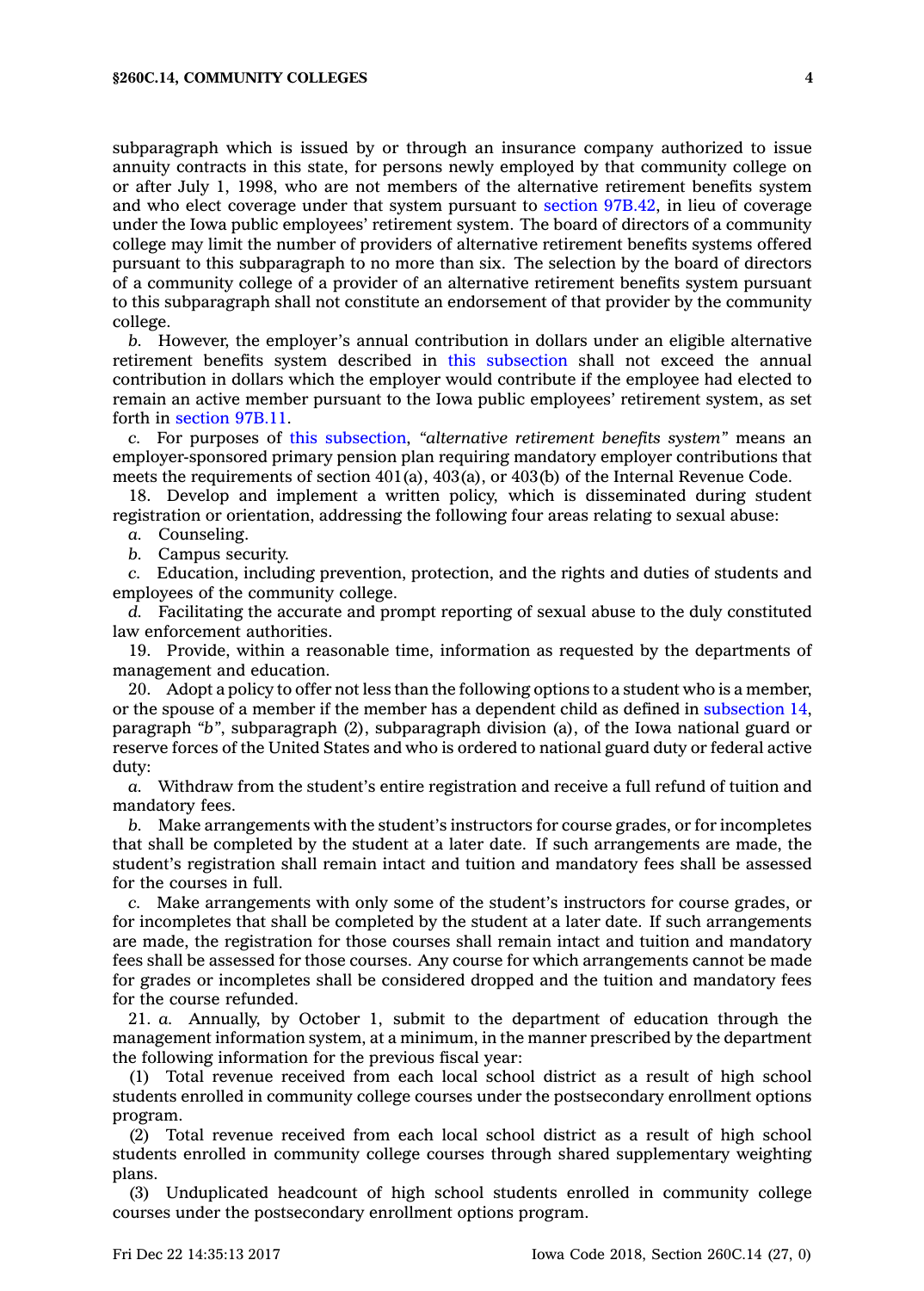subparagraph which is issued by or through an insurance company authorized to issue annuity contracts in this state, for persons newly employed by that community college on or after July 1, 1998, who are not members of the alternative retirement benefits system and who elect coverage under that system pursuant to section 97B.42, in lieu of coverage under the Iowa public employees' retirement system. The board of directors of a community college may limit the number of providers of alternative retirement benefits systems offered pursuant to this subparagraph to no more than six. The selection by the board of directors of a community college of a provider of an alternative retirement benefits system pursuant to this subparagraph shall not constitute an endorsement of that provider by the community college.

*b.* However, the employer's annual contribution in dollars under an eligible alternative retirement benefits system described in this subsection shall not exceed the annual contribution in dollars which the employer would contribute if the employee had elected to remain an active member pursuant to the Iowa public employees' retirement system, as set forth in section 97B.11.

*c.* For purposes of this subsection, *"alternative retirement benefits system"* means an employer-sponsored primary pension plan requiring mandatory employer contributions that meets the requirements of section 401(a), 403(a), or 403(b) of the Internal Revenue Code.

18. Develop and implement a written policy, which is disseminated during student registration or orientation, addressing the following four areas relating to sexual abuse:

*a.* Counseling.

*b.* Campus security.

*c.* Education, including prevention, protection, and the rights and duties of students and employees of the community college.

*d.* Facilitating the accurate and prompt reporting of sexual abuse to the duly constituted law enforcement authorities.

19. Provide, within a reasonable time, information as requested by the departments of management and education.

20. Adopt a policy to offer not less than the following options to a student who is a member, or the spouse of a member if the member has a dependent child as defined in subsection 14, paragraph *"b"*, subparagraph (2), subparagraph division (a), of the Iowa national guard or reserve forces of the United States and who is ordered to national guard duty or federal active duty:

*a.* Withdraw from the student's entire registration and receive a full refund of tuition and mandatory fees.

*b.* Make arrangements with the student's instructors for course grades, or for incompletes that shall be completed by the student at a later date. If such arrangements are made, the student's registration shall remain intact and tuition and mandatory fees shall be assessed for the courses in full.

*c.* Make arrangements with only some of the student's instructors for course grades, or for incompletes that shall be completed by the student at a later date. If such arrangements are made, the registration for those courses shall remain intact and tuition and mandatory fees shall be assessed for those courses. Any course for which arrangements cannot be made for grades or incompletes shall be considered dropped and the tuition and mandatory fees for the course refunded.

21. *a.* Annually, by October 1, submit to the department of education through the management information system, at a minimum, in the manner prescribed by the department the following information for the previous fiscal year:

(1) Total revenue received from each local school district as a result of high school students enrolled in community college courses under the postsecondary enrollment options program.

(2) Total revenue received from each local school district as a result of high school students enrolled in community college courses through shared supplementary weighting plans.

(3) Unduplicated headcount of high school students enrolled in community college courses under the postsecondary enrollment options program.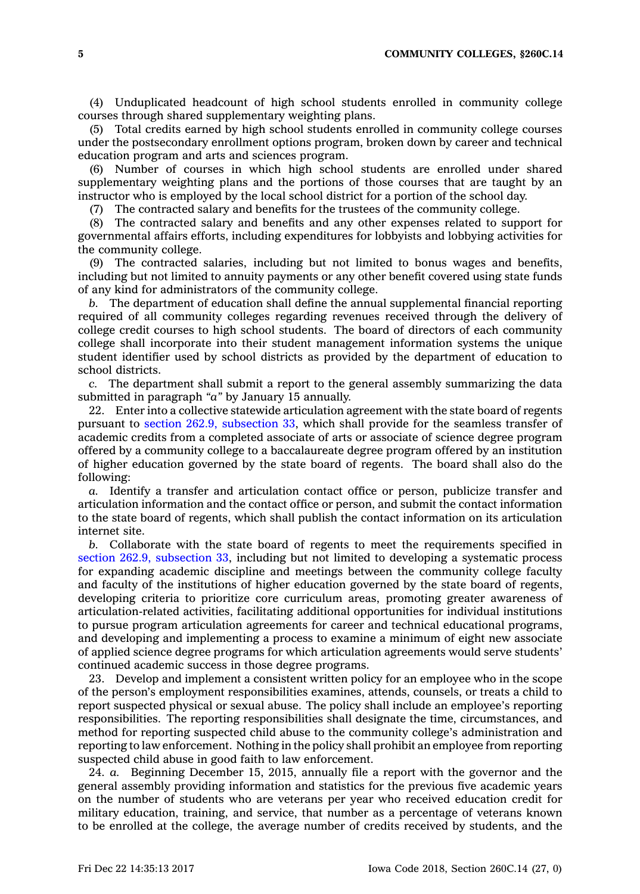(4) Unduplicated headcount of high school students enrolled in community college courses through shared supplementary weighting plans.

(5) Total credits earned by high school students enrolled in community college courses under the postsecondary enrollment options program, broken down by career and technical education program and arts and sciences program.

(6) Number of courses in which high school students are enrolled under shared supplementary weighting plans and the portions of those courses that are taught by an instructor who is employed by the local school district for a portion of the school day.

(7) The contracted salary and benefits for the trustees of the community college.

(8) The contracted salary and benefits and any other expenses related to support for governmental affairs efforts, including expenditures for lobbyists and lobbying activities for the community college.

(9) The contracted salaries, including but not limited to bonus wages and benefits, including but not limited to annuity payments or any other benefit covered using state funds of any kind for administrators of the community college.

*b.* The department of education shall define the annual supplemental financial reporting required of all community colleges regarding revenues received through the delivery of college credit courses to high school students. The board of directors of each community college shall incorporate into their student management information systems the unique student identifier used by school districts as provided by the department of education to school districts.

*c.* The department shall submit a report to the general assembly summarizing the data submitted in paragraph *"a"* by January 15 annually.

22. Enter into a collective statewide articulation agreement with the state board of regents pursuant to section 262.9, subsection 33, which shall provide for the seamless transfer of academic credits from a completed associate of arts or associate of science degree program offered by a community college to a baccalaureate degree program offered by an institution of higher education governed by the state board of regents. The board shall also do the following:

*a.* Identify a transfer and articulation contact office or person, publicize transfer and articulation information and the contact office or person, and submit the contact information to the state board of regents, which shall publish the contact information on its articulation internet site.

*b.* Collaborate with the state board of regents to meet the requirements specified in section 262.9, subsection 33, including but not limited to developing a systematic process for expanding academic discipline and meetings between the community college faculty and faculty of the institutions of higher education governed by the state board of regents, developing criteria to prioritize core curriculum areas, promoting greater awareness of articulation-related activities, facilitating additional opportunities for individual institutions to pursue program articulation agreements for career and technical educational programs, and developing and implementing a process to examine a minimum of eight new associate of applied science degree programs for which articulation agreements would serve students' continued academic success in those degree programs.

23. Develop and implement a consistent written policy for an employee who in the scope of the person's employment responsibilities examines, attends, counsels, or treats a child to report suspected physical or sexual abuse. The policy shall include an employee's reporting responsibilities. The reporting responsibilities shall designate the time, circumstances, and method for reporting suspected child abuse to the community college's administration and reporting to law enforcement. Nothing in the policy shall prohibit an employee from reporting suspected child abuse in good faith to law enforcement.

24. *a.* Beginning December 15, 2015, annually file a report with the governor and the general assembly providing information and statistics for the previous five academic years on the number of students who are veterans per year who received education credit for military education, training, and service, that number as a percentage of veterans known to be enrolled at the college, the average number of credits received by students, and the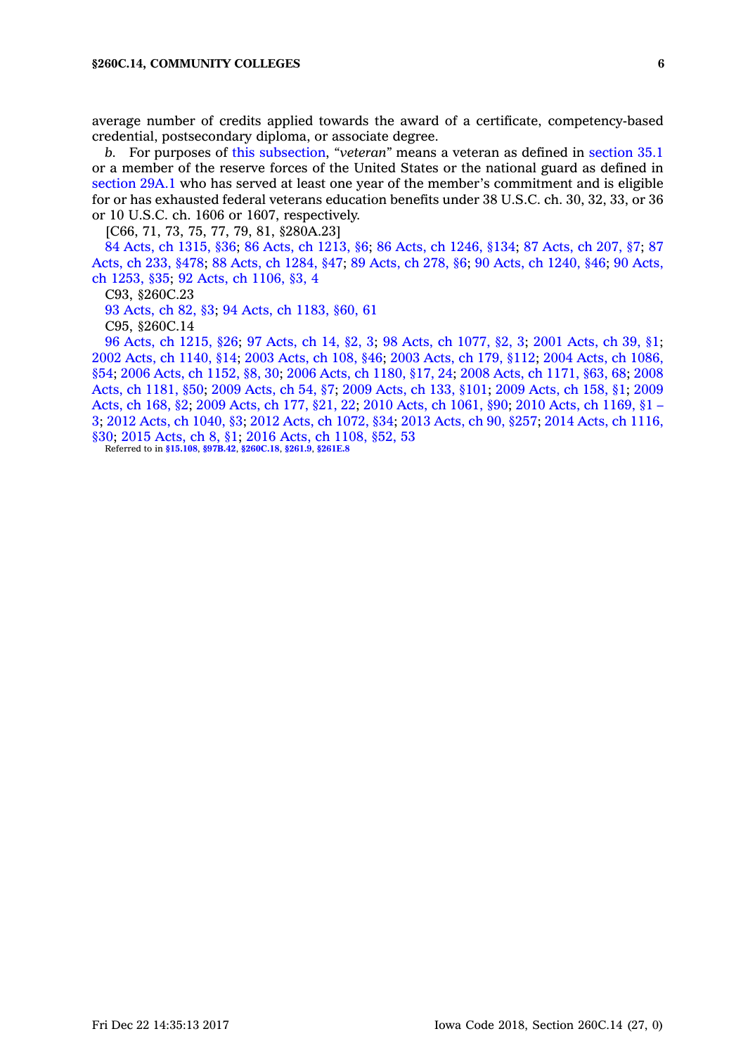average number of credits applied towards the award of a certificate, competency-based credential, postsecondary diploma, or associate degree.

*b.* For purposes of this subsection, *"veteran"* means a veteran as defined in section 35.1 or a member of the reserve forces of the United States or the national guard as defined in section 29A.1 who has served at least one year of the member's commitment and is eligible for or has exhausted federal veterans education benefits under 38 U.S.C. ch. 30, 32, 33, or 36 or 10 U.S.C. ch. 1606 or 1607, respectively.

[C66, 71, 73, 75, 77, 79, 81, §280A.23]

84 Acts, ch 1315, §36; 86 Acts, ch 1213, §6; 86 Acts, ch 1246, §134; 87 Acts, ch 207, §7; 87 Acts, ch 233, §478; 88 Acts, ch 1284, §47; 89 Acts, ch 278, §6; 90 Acts, ch 1240, §46; 90 Acts, ch 1253, §35; 92 Acts, ch 1106, §3, 4

C93, §260C.23

93 Acts, ch 82, §3; 94 Acts, ch 1183, §60, 61

C95, §260C.14

96 Acts, ch 1215, §26; 97 Acts, ch 14, §2, 3; 98 Acts, ch 1077, §2, 3; 2001 Acts, ch 39, §1; 2002 Acts, ch 1140, §14; 2003 Acts, ch 108, §46; 2003 Acts, ch 179, §112; 2004 Acts, ch 1086, §54; 2006 Acts, ch 1152, §8, 30; 2006 Acts, ch 1180, §17, 24; 2008 Acts, ch 1171, §63, 68; 2008 Acts, ch 1181, §50; 2009 Acts, ch 54, §7; 2009 Acts, ch 133, §101; 2009 Acts, ch 158, §1; 2009 Acts, ch 168, §2; 2009 Acts, ch 177, §21, 22; 2010 Acts, ch 1061, §90; 2010 Acts, ch 1169, §1 – 3; 2012 Acts, ch 1040, §3; 2012 Acts, ch 1072, §34; 2013 Acts, ch 90, §257; 2014 Acts, ch 1116, §30; 2015 Acts, ch 8, §1; 2016 Acts, ch 1108, §52, 53

Referred to in **§15.108**, **§97B.42**, **§260C.18**, **§261.9**, **§261E.8**